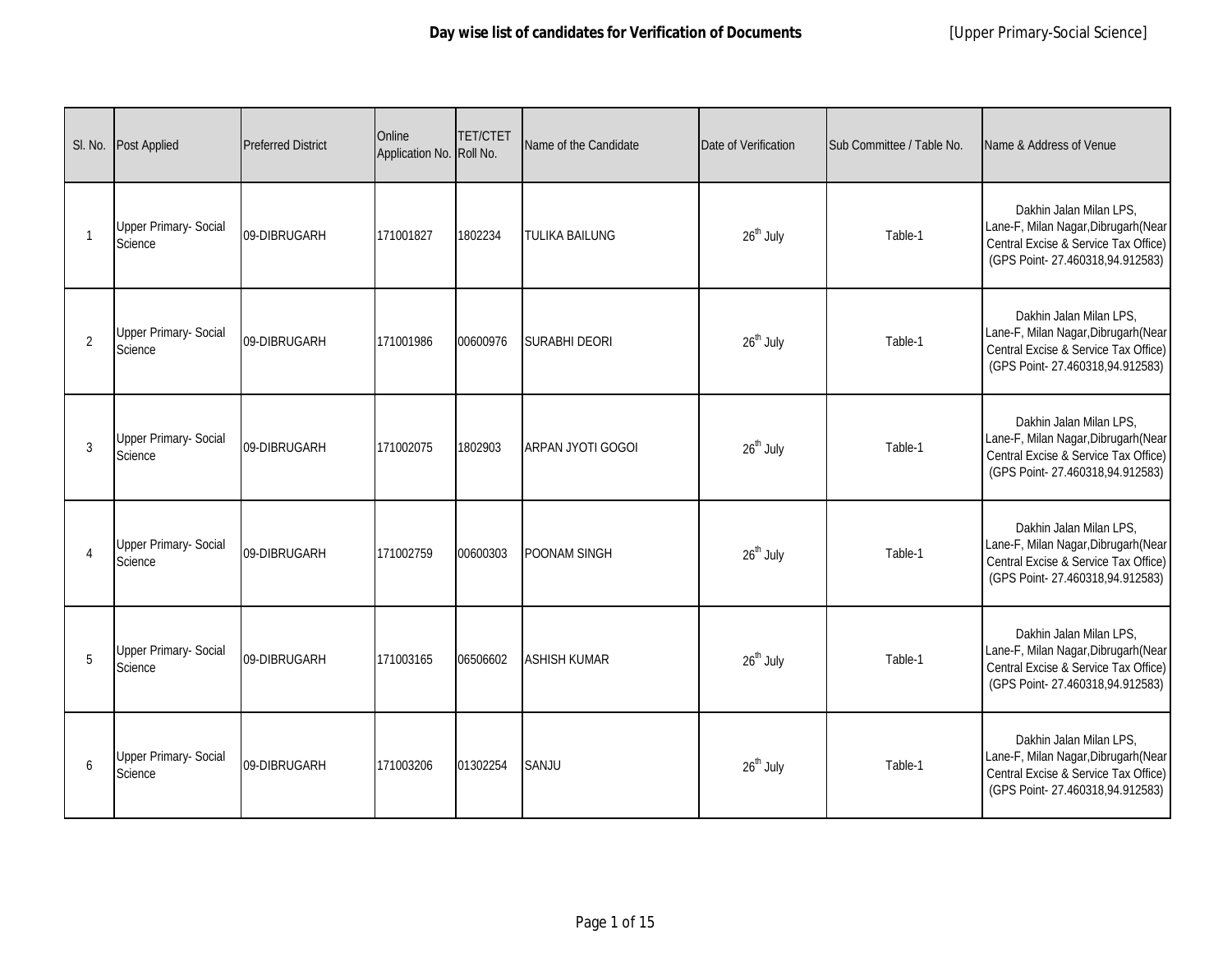# Day wise list of candidates for Verification of Documents

[Upper Primary-Social Science]

| Sl. No. | Post Applied | Preferred District | Online Application No. | TET/CTET Roll No. | Name of the Candidate | Date of Verification | Sub Committee / Table No. | Name & Address of Venue |
|---|---|---|---|---|---|---|---|---|
| 1 | Upper Primary- Social Science | 09-DIBRUGARH | 171001827 | 1802234 | TULIKA BAILUNG | $26^{th}$ July | Table-1 | Dakhin Jalan Milan LPS, Lane-F, Milan Nagar,Dibrugarh(Near Central Excise & Service Tax Office) (GPS Point- 27.460318,94.912583) |
| 2 | Upper Primary- Social Science | 09-DIBRUGARH | 171001986 | 00600976 | SURABHI DEORI | $26^{th}$ July | Table-1 | Dakhin Jalan Milan LPS, Lane-F, Milan Nagar,Dibrugarh(Near Central Excise & Service Tax Office) (GPS Point- 27.460318,94.912583) |
| 3 | Upper Primary- Social Science | 09-DIBRUGARH | 171002075 | 1802903 | ARPAN JYOTI GOGOI | $26^{th}$ July | Table-1 | Dakhin Jalan Milan LPS, Lane-F, Milan Nagar,Dibrugarh(Near Central Excise & Service Tax Office) (GPS Point- 27.460318,94.912583) |
| 4 | Upper Primary- Social Science | 09-DIBRUGARH | 171002759 | 00600303 | POONAM SINGH | $26^{th}$ July | Table-1 | Dakhin Jalan Milan LPS, Lane-F, Milan Nagar,Dibrugarh(Near Central Excise & Service Tax Office) (GPS Point- 27.460318,94.912583) |
| 5 | Upper Primary- Social Science | 09-DIBRUGARH | 171003165 | 06506602 | ASHISH KUMAR | $26^{th}$ July | Table-1 | Dakhin Jalan Milan LPS, Lane-F, Milan Nagar,Dibrugarh(Near Central Excise & Service Tax Office) (GPS Point- 27.460318,94.912583) |
| 6 | Upper Primary- Social Science | 09-DIBRUGARH | 171003206 | 01302254 | SANJU | $26^{th}$ July | Table-1 | Dakhin Jalan Milan LPS, Lane-F, Milan Nagar,Dibrugarh(Near Central Excise & Service Tax Office) (GPS Point- 27.460318,94.912583) |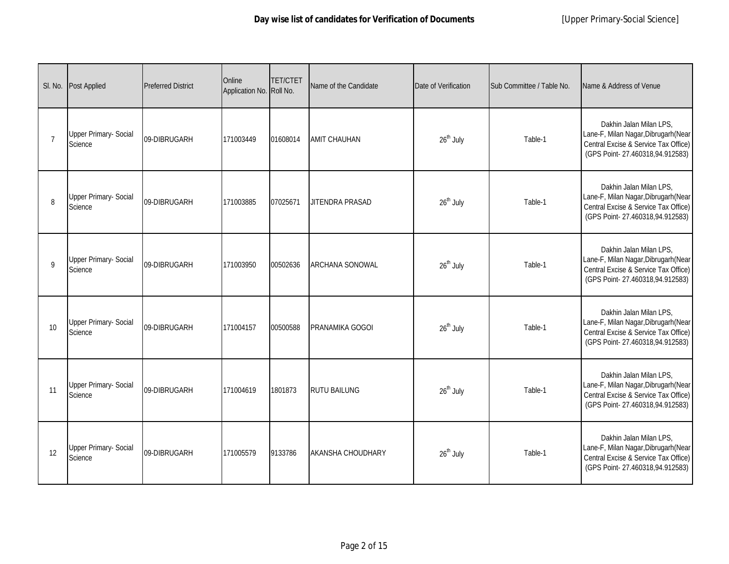**Day wise list of candidates for Verification of Documents** [Upper Primary-Social Science]

| Sl. No. | Post Applied | Preferred District | Online Application No. | TET/CTET Roll No. | Name of the Candidate | Date of Verification | Sub Committee / Table No. | Name & Address of Venue |
|---|---|---|---|---|---|---|---|---|
| 7 | Upper Primary- Social Science | 09-DIBRUGARH | 171003449 | 01608014 | AMIT CHAUHAN | 26th July | Table-1 | Dakhin Jalan Milan LPS, Lane-F, Milan Nagar,Dibrugarh(Near Central Excise & Service Tax Office) (GPS Point- 27.460318,94.912583) |
| 8 | Upper Primary- Social Science | 09-DIBRUGARH | 171003885 | 07025671 | JITENDRA PRASAD | 26th July | Table-1 | Dakhin Jalan Milan LPS, Lane-F, Milan Nagar,Dibrugarh(Near Central Excise & Service Tax Office) (GPS Point- 27.460318,94.912583) |
| 9 | Upper Primary- Social Science | 09-DIBRUGARH | 171003950 | 00502636 | ARCHANA SONOWAL | 26th July | Table-1 | Dakhin Jalan Milan LPS, Lane-F, Milan Nagar,Dibrugarh(Near Central Excise & Service Tax Office) (GPS Point- 27.460318,94.912583) |
| 10 | Upper Primary- Social Science | 09-DIBRUGARH | 171004157 | 00500588 | PRANAMIKA GOGOI | 26th July | Table-1 | Dakhin Jalan Milan LPS, Lane-F, Milan Nagar,Dibrugarh(Near Central Excise & Service Tax Office) (GPS Point- 27.460318,94.912583) |
| 11 | Upper Primary- Social Science | 09-DIBRUGARH | 171004619 | 1801873 | RUTU BAILUNG | 26th July | Table-1 | Dakhin Jalan Milan LPS, Lane-F, Milan Nagar,Dibrugarh(Near Central Excise & Service Tax Office) (GPS Point- 27.460318,94.912583) |
| 12 | Upper Primary- Social Science | 09-DIBRUGARH | 171005579 | 9133786 | AKANSHA CHOUDHARY | 26th July | Table-1 | Dakhin Jalan Milan LPS, Lane-F, Milan Nagar,Dibrugarh(Near Central Excise & Service Tax Office) (GPS Point- 27.460318,94.912583) |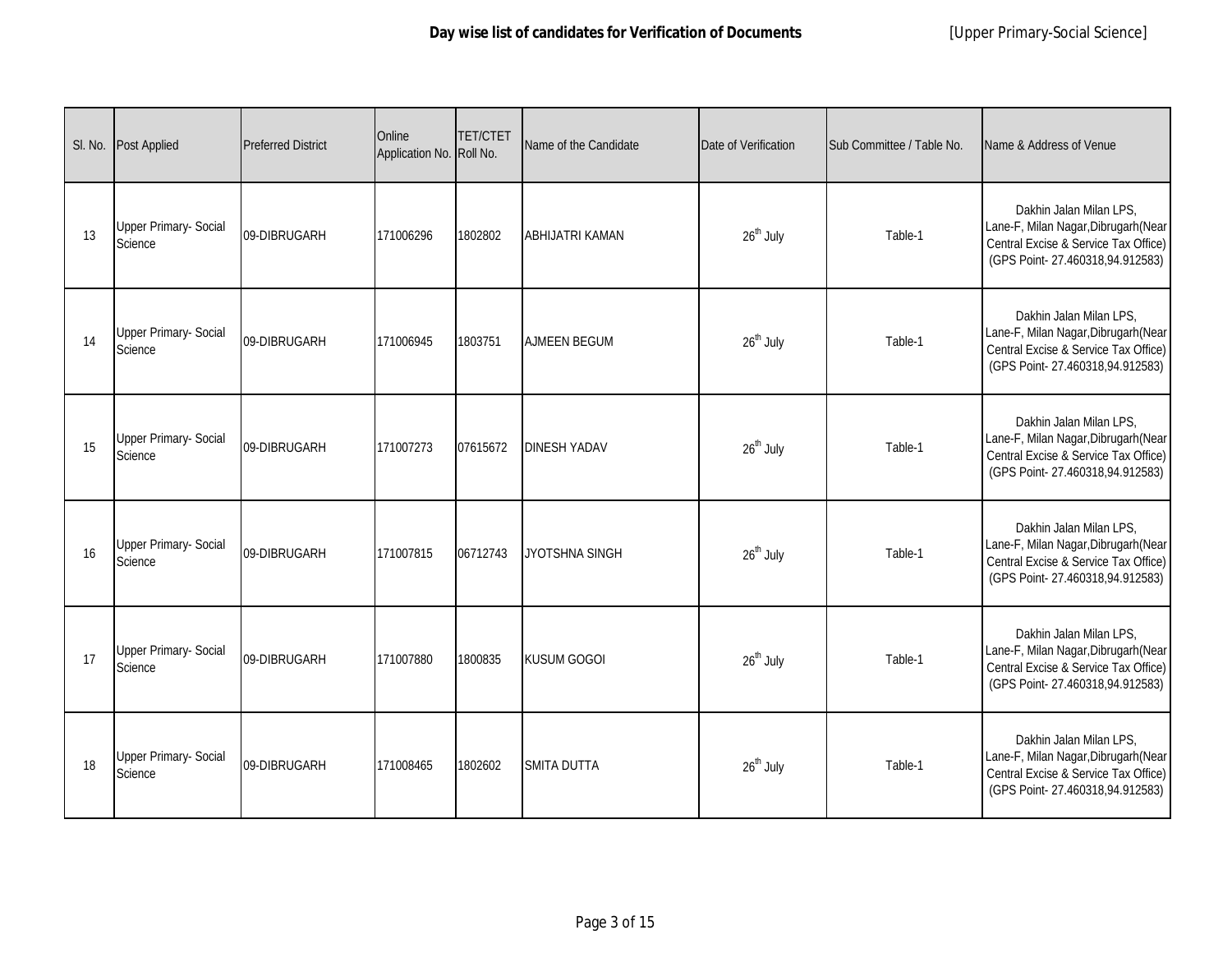**Day wise list of candidates for Verification of Documents** [Upper Primary-Social Science]

| Sl. No. | Post Applied | Preferred District | Online Application No. | TET/CTET Roll No. | Name of the Candidate | Date of Verification | Sub Committee / Table No. | Name & Address of Venue |
|---|---|---|---|---|---|---|---|---|
| 13 | Upper Primary- Social Science | 09-DIBRUGARH | 171006296 | 1802802 | ABHIJATRI KAMAN | 26th July | Table-1 | Dakhin Jalan Milan LPS, Lane-F, Milan Nagar,Dibrugarh(Near Central Excise & Service Tax Office) (GPS Point- 27.460318,94.912583) |
| 14 | Upper Primary- Social Science | 09-DIBRUGARH | 171006945 | 1803751 | AJMEEN BEGUM | 26th July | Table-1 | Dakhin Jalan Milan LPS, Lane-F, Milan Nagar,Dibrugarh(Near Central Excise & Service Tax Office) (GPS Point- 27.460318,94.912583) |
| 15 | Upper Primary- Social Science | 09-DIBRUGARH | 171007273 | 07615672 | DINESH YADAV | 26th July | Table-1 | Dakhin Jalan Milan LPS, Lane-F, Milan Nagar,Dibrugarh(Near Central Excise & Service Tax Office) (GPS Point- 27.460318,94.912583) |
| 16 | Upper Primary- Social Science | 09-DIBRUGARH | 171007815 | 06712743 | JYOTSHNA SINGH | 26th July | Table-1 | Dakhin Jalan Milan LPS, Lane-F, Milan Nagar,Dibrugarh(Near Central Excise & Service Tax Office) (GPS Point- 27.460318,94.912583) |
| 17 | Upper Primary- Social Science | 09-DIBRUGARH | 171007880 | 1800835 | KUSUM GOGOI | 26th July | Table-1 | Dakhin Jalan Milan LPS, Lane-F, Milan Nagar,Dibrugarh(Near Central Excise & Service Tax Office) (GPS Point- 27.460318,94.912583) |
| 18 | Upper Primary- Social Science | 09-DIBRUGARH | 171008465 | 1802602 | SMITA DUTTA | 26th July | Table-1 | Dakhin Jalan Milan LPS, Lane-F, Milan Nagar,Dibrugarh(Near Central Excise & Service Tax Office) (GPS Point- 27.460318,94.912583) |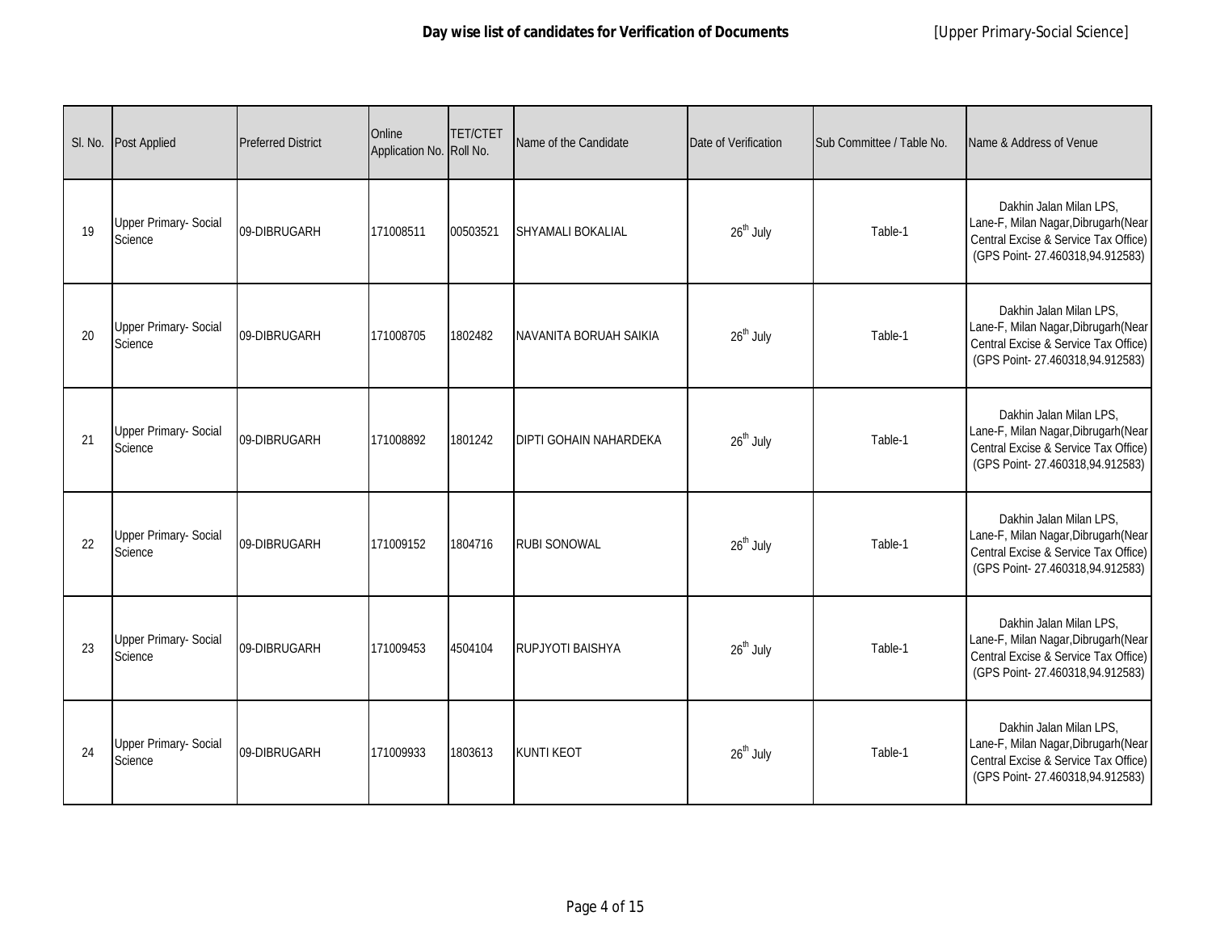**Day wise list of candidates for Verification of Documents** [Upper Primary-Social Science]

| Sl. No. | Post Applied | Preferred District | Online Application No. | TET/CTET Roll No. | Name of the Candidate | Date of Verification | Sub Committee / Table No. | Name & Address of Venue |
|---|---|---|---|---|---|---|---|---|
| 19 | Upper Primary- Social Science | 09-DIBRUGARH | 171008511 | 00503521 | SHYAMALI BOKALIAL | 26th July | Table-1 | Dakhin Jalan Milan LPS, Lane-F, Milan Nagar,Dibrugarh(Near Central Excise & Service Tax Office) (GPS Point- 27.460318,94.912583) |
| 20 | Upper Primary- Social Science | 09-DIBRUGARH | 171008705 | 1802482 | NAVANITA BORUAH SAIKIA | 26th July | Table-1 | Dakhin Jalan Milan LPS, Lane-F, Milan Nagar,Dibrugarh(Near Central Excise & Service Tax Office) (GPS Point- 27.460318,94.912583) |
| 21 | Upper Primary- Social Science | 09-DIBRUGARH | 171008892 | 1801242 | DIPTI GOHAIN NAHARDEKA | 26th July | Table-1 | Dakhin Jalan Milan LPS, Lane-F, Milan Nagar,Dibrugarh(Near Central Excise & Service Tax Office) (GPS Point- 27.460318,94.912583) |
| 22 | Upper Primary- Social Science | 09-DIBRUGARH | 171009152 | 1804716 | RUBI SONOWAL | 26th July | Table-1 | Dakhin Jalan Milan LPS, Lane-F, Milan Nagar,Dibrugarh(Near Central Excise & Service Tax Office) (GPS Point- 27.460318,94.912583) |
| 23 | Upper Primary- Social Science | 09-DIBRUGARH | 171009453 | 4504104 | RUPJYOTI BAISHYA | 26th July | Table-1 | Dakhin Jalan Milan LPS, Lane-F, Milan Nagar,Dibrugarh(Near Central Excise & Service Tax Office) (GPS Point- 27.460318,94.912583) |
| 24 | Upper Primary- Social Science | 09-DIBRUGARH | 171009933 | 1803613 | KUNTI KEOT | 26th July | Table-1 | Dakhin Jalan Milan LPS, Lane-F, Milan Nagar,Dibrugarh(Near Central Excise & Service Tax Office) (GPS Point- 27.460318,94.912583) |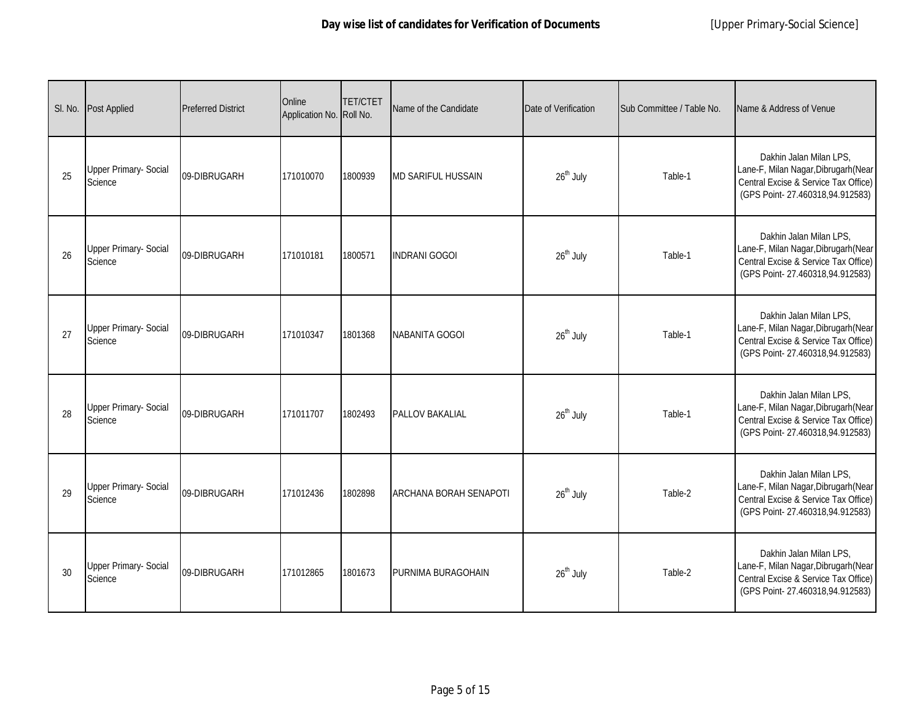**Day wise list of candidates for Verification of Documents** [Upper Primary-Social Science]

| Sl. No. | Post Applied | Preferred District | Online Application No. | TET/CTET Roll No. | Name of the Candidate | Date of Verification | Sub Committee / Table No. | Name & Address of Venue |
|---|---|---|---|---|---|---|---|---|
| 25 | Upper Primary- Social Science | 09-DIBRUGARH | 171010070 | 1800939 | MD SARIFUL HUSSAIN | 26th July | Table-1 | Dakhin Jalan Milan LPS, Lane-F, Milan Nagar,Dibrugarh(Near Central Excise & Service Tax Office) (GPS Point- 27.460318,94.912583) |
| 26 | Upper Primary- Social Science | 09-DIBRUGARH | 171010181 | 1800571 | INDRANI GOGOI | 26th July | Table-1 | Dakhin Jalan Milan LPS, Lane-F, Milan Nagar,Dibrugarh(Near Central Excise & Service Tax Office) (GPS Point- 27.460318,94.912583) |
| 27 | Upper Primary- Social Science | 09-DIBRUGARH | 171010347 | 1801368 | NABANITA GOGOI | 26th July | Table-1 | Dakhin Jalan Milan LPS, Lane-F, Milan Nagar,Dibrugarh(Near Central Excise & Service Tax Office) (GPS Point- 27.460318,94.912583) |
| 28 | Upper Primary- Social Science | 09-DIBRUGARH | 171011707 | 1802493 | PALLOV BAKALIAL | 26th July | Table-1 | Dakhin Jalan Milan LPS, Lane-F, Milan Nagar,Dibrugarh(Near Central Excise & Service Tax Office) (GPS Point- 27.460318,94.912583) |
| 29 | Upper Primary- Social Science | 09-DIBRUGARH | 171012436 | 1802898 | ARCHANA BORAH SENAPOTI | 26th July | Table-2 | Dakhin Jalan Milan LPS, Lane-F, Milan Nagar,Dibrugarh(Near Central Excise & Service Tax Office) (GPS Point- 27.460318,94.912583) |
| 30 | Upper Primary- Social Science | 09-DIBRUGARH | 171012865 | 1801673 | PURNIMA BURAGOHAIN | 26th July | Table-2 | Dakhin Jalan Milan LPS, Lane-F, Milan Nagar,Dibrugarh(Near Central Excise & Service Tax Office) (GPS Point- 27.460318,94.912583) |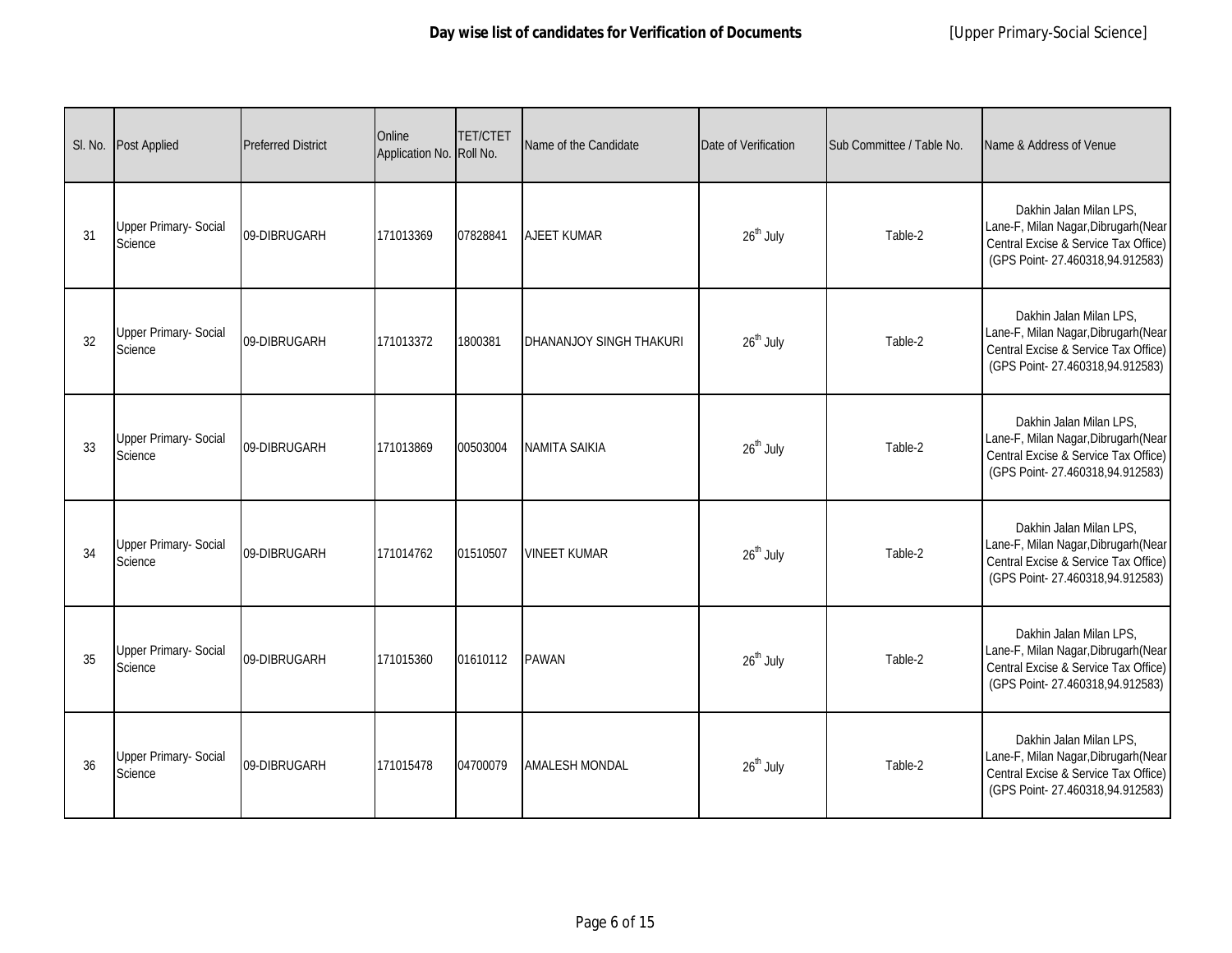**Day wise list of candidates for Verification of Documents** [Upper Primary-Social Science]

| Sl. No. | Post Applied | Preferred District | Online Application No. | TET/CTET Roll No. | Name of the Candidate | Date of Verification | Sub Committee / Table No. | Name & Address of Venue |
|---|---|---|---|---|---|---|---|---|
| 31 | Upper Primary- Social Science | 09-DIBRUGARH | 171013369 | 07828841 | AJEET KUMAR | 26th July | Table-2 | Dakhin Jalan Milan LPS, Lane-F, Milan Nagar,Dibrugarh(Near Central Excise & Service Tax Office) (GPS Point- 27.460318,94.912583) |
| 32 | Upper Primary- Social Science | 09-DIBRUGARH | 171013372 | 1800381 | DHANANJOY SINGH THAKURI | 26th July | Table-2 | Dakhin Jalan Milan LPS, Lane-F, Milan Nagar,Dibrugarh(Near Central Excise & Service Tax Office) (GPS Point- 27.460318,94.912583) |
| 33 | Upper Primary- Social Science | 09-DIBRUGARH | 171013869 | 00503004 | NAMITA SAIKIA | 26th July | Table-2 | Dakhin Jalan Milan LPS, Lane-F, Milan Nagar,Dibrugarh(Near Central Excise & Service Tax Office) (GPS Point- 27.460318,94.912583) |
| 34 | Upper Primary- Social Science | 09-DIBRUGARH | 171014762 | 01510507 | VINEET KUMAR | 26th July | Table-2 | Dakhin Jalan Milan LPS, Lane-F, Milan Nagar,Dibrugarh(Near Central Excise & Service Tax Office) (GPS Point- 27.460318,94.912583) |
| 35 | Upper Primary- Social Science | 09-DIBRUGARH | 171015360 | 01610112 | PAWAN | 26th July | Table-2 | Dakhin Jalan Milan LPS, Lane-F, Milan Nagar,Dibrugarh(Near Central Excise & Service Tax Office) (GPS Point- 27.460318,94.912583) |
| 36 | Upper Primary- Social Science | 09-DIBRUGARH | 171015478 | 04700079 | AMALESH MONDAL | 26th July | Table-2 | Dakhin Jalan Milan LPS, Lane-F, Milan Nagar,Dibrugarh(Near Central Excise & Service Tax Office) (GPS Point- 27.460318,94.912583) |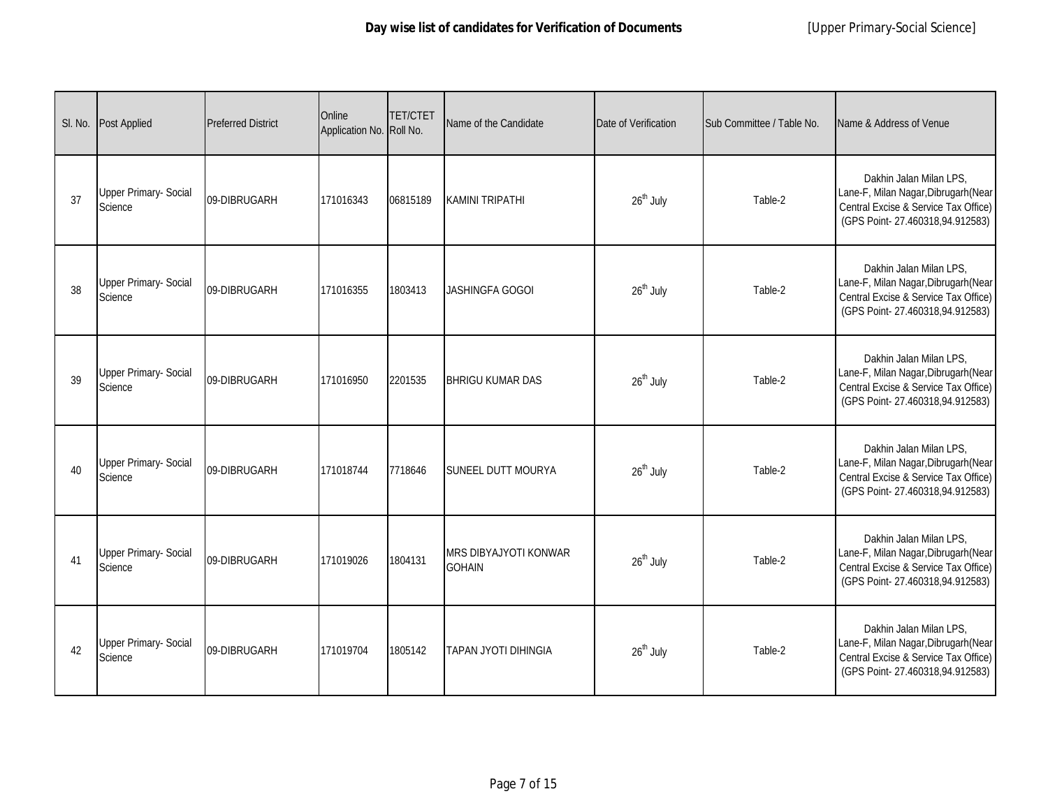**Day wise list of candidates for Verification of Documents** [Upper Primary-Social Science]

| Sl. No. | Post Applied | Preferred District | Online Application No. | TET/CTET Roll No. | Name of the Candidate | Date of Verification | Sub Committee / Table No. | Name & Address of Venue |
|---|---|---|---|---|---|---|---|---|
| 37 | Upper Primary- Social Science | 09-DIBRUGARH | 171016343 | 06815189 | KAMINI TRIPATHI | 26th July | Table-2 | Dakhin Jalan Milan LPS, Lane-F, Milan Nagar,Dibrugarh(Near Central Excise & Service Tax Office) (GPS Point- 27.460318,94.912583) |
| 38 | Upper Primary- Social Science | 09-DIBRUGARH | 171016355 | 1803413 | JASHINGFA GOGOI | 26th July | Table-2 | Dakhin Jalan Milan LPS, Lane-F, Milan Nagar,Dibrugarh(Near Central Excise & Service Tax Office) (GPS Point- 27.460318,94.912583) |
| 39 | Upper Primary- Social Science | 09-DIBRUGARH | 171016950 | 2201535 | BHRIGU KUMAR DAS | 26th July | Table-2 | Dakhin Jalan Milan LPS, Lane-F, Milan Nagar,Dibrugarh(Near Central Excise & Service Tax Office) (GPS Point- 27.460318,94.912583) |
| 40 | Upper Primary- Social Science | 09-DIBRUGARH | 171018744 | 7718646 | SUNEEL DUTT MOURYA | 26th July | Table-2 | Dakhin Jalan Milan LPS, Lane-F, Milan Nagar,Dibrugarh(Near Central Excise & Service Tax Office) (GPS Point- 27.460318,94.912583) |
| 41 | Upper Primary- Social Science | 09-DIBRUGARH | 171019026 | 1804131 | MRS DIBYAJYOTI KONWAR GOHAIN | 26th July | Table-2 | Dakhin Jalan Milan LPS, Lane-F, Milan Nagar,Dibrugarh(Near Central Excise & Service Tax Office) (GPS Point- 27.460318,94.912583) |
| 42 | Upper Primary- Social Science | 09-DIBRUGARH | 171019704 | 1805142 | TAPAN JYOTI DIHINGIA | 26th July | Table-2 | Dakhin Jalan Milan LPS, Lane-F, Milan Nagar,Dibrugarh(Near Central Excise & Service Tax Office) (GPS Point- 27.460318,94.912583) |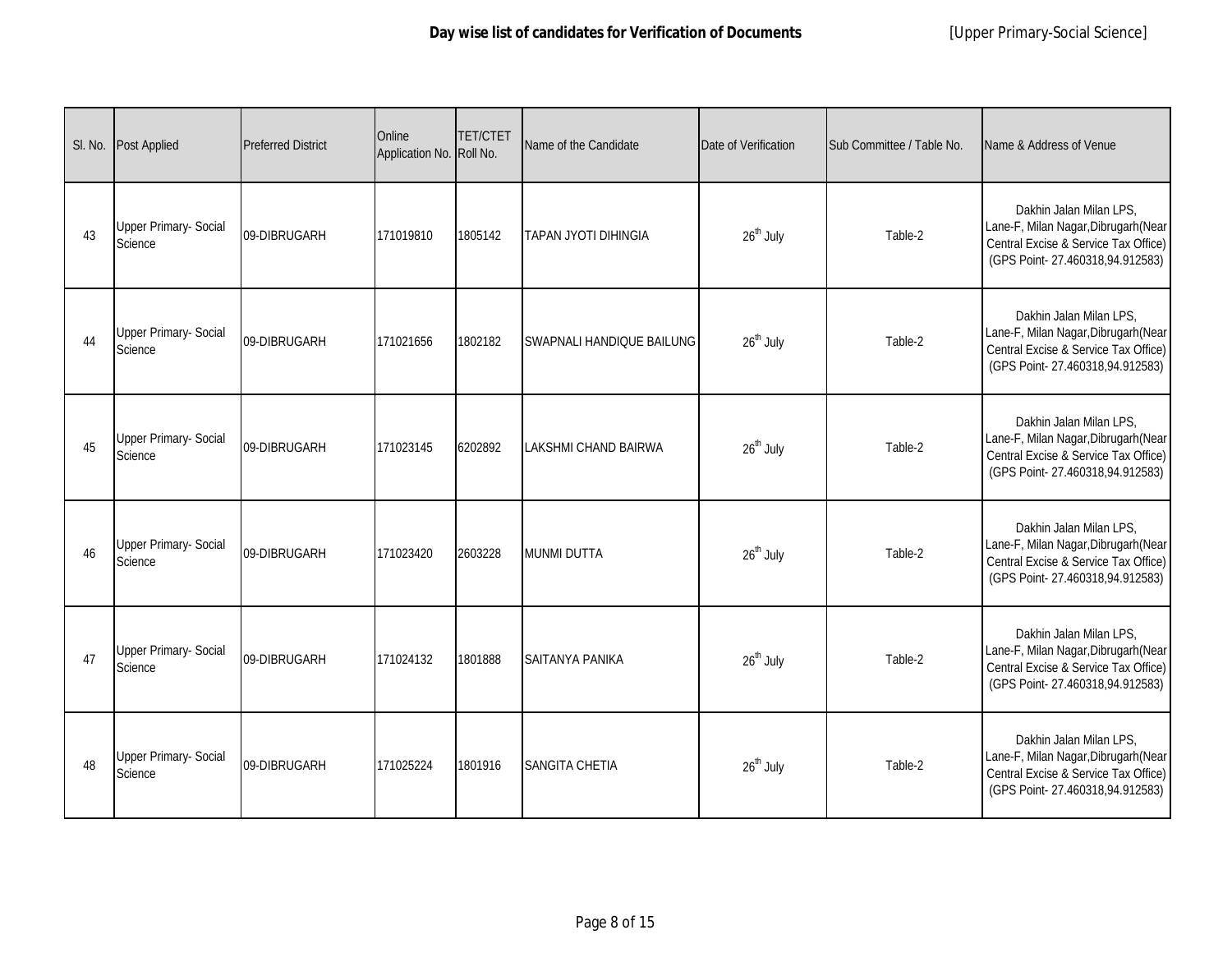**Day wise list of candidates for Verification of Documents** [Upper Primary-Social Science]

| Sl. No. | Post Applied | Preferred District | Online Application No. | TET/CTET Roll No. | Name of the Candidate | Date of Verification | Sub Committee / Table No. | Name & Address of Venue |
|---|---|---|---|---|---|---|---|---|
| 43 | Upper Primary- Social Science | 09-DIBRUGARH | 171019810 | 1805142 | TAPAN JYOTI DIHINGIA | $26^{th}$ July | Table-2 | Dakhin Jalan Milan LPS, Lane-F, Milan Nagar,Dibrugarh(Near Central Excise & Service Tax Office) (GPS Point- 27.460318,94.912583) |
| 44 | Upper Primary- Social Science | 09-DIBRUGARH | 171021656 | 1802182 | SWAPNALI HANDIQUE BAILUNG | $26^{th}$ July | Table-2 | Dakhin Jalan Milan LPS, Lane-F, Milan Nagar,Dibrugarh(Near Central Excise & Service Tax Office) (GPS Point- 27.460318,94.912583) |
| 45 | Upper Primary- Social Science | 09-DIBRUGARH | 171023145 | 6202892 | LAKSHMI CHAND BAIRWA | $26^{th}$ July | Table-2 | Dakhin Jalan Milan LPS, Lane-F, Milan Nagar,Dibrugarh(Near Central Excise & Service Tax Office) (GPS Point- 27.460318,94.912583) |
| 46 | Upper Primary- Social Science | 09-DIBRUGARH | 171023420 | 2603228 | MUNMI DUTTA | $26^{th}$ July | Table-2 | Dakhin Jalan Milan LPS, Lane-F, Milan Nagar,Dibrugarh(Near Central Excise & Service Tax Office) (GPS Point- 27.460318,94.912583) |
| 47 | Upper Primary- Social Science | 09-DIBRUGARH | 171024132 | 1801888 | SAITANYA PANIKA | $26^{th}$ July | Table-2 | Dakhin Jalan Milan LPS, Lane-F, Milan Nagar,Dibrugarh(Near Central Excise & Service Tax Office) (GPS Point- 27.460318,94.912583) |
| 48 | Upper Primary- Social Science | 09-DIBRUGARH | 171025224 | 1801916 | SANGITA CHETIA | $26^{th}$ July | Table-2 | Dakhin Jalan Milan LPS, Lane-F, Milan Nagar,Dibrugarh(Near Central Excise & Service Tax Office) (GPS Point- 27.460318,94.912583) |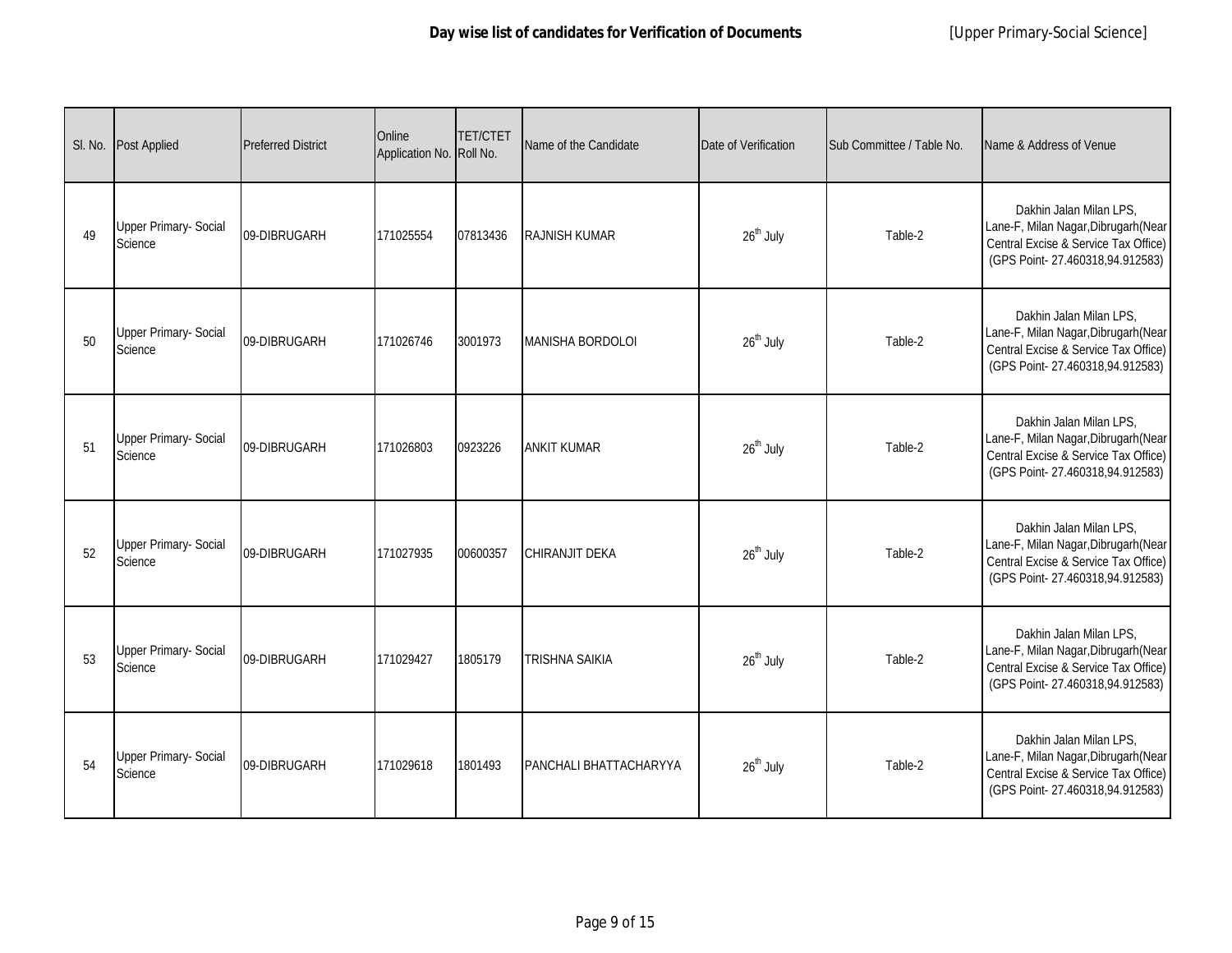**Day wise list of candidates for Verification of Documents** [Upper Primary-Social Science]

| Sl. No. | Post Applied | Preferred District | Online Application No. | TET/CTET Roll No. | Name of the Candidate | Date of Verification | Sub Committee / Table No. | Name & Address of Venue |
|---|---|---|---|---|---|---|---|---|
| 49 | Upper Primary- Social Science | 09-DIBRUGARH | 171025554 | 07813436 | RAJNISH KUMAR | 26th July | Table-2 | Dakhin Jalan Milan LPS, Lane-F, Milan Nagar,Dibrugarh(Near Central Excise & Service Tax Office) (GPS Point- 27.460318,94.912583) |
| 50 | Upper Primary- Social Science | 09-DIBRUGARH | 171026746 | 3001973 | MANISHA BORDOLOI | 26th July | Table-2 | Dakhin Jalan Milan LPS, Lane-F, Milan Nagar,Dibrugarh(Near Central Excise & Service Tax Office) (GPS Point- 27.460318,94.912583) |
| 51 | Upper Primary- Social Science | 09-DIBRUGARH | 171026803 | 0923226 | ANKIT KUMAR | 26th July | Table-2 | Dakhin Jalan Milan LPS, Lane-F, Milan Nagar,Dibrugarh(Near Central Excise & Service Tax Office) (GPS Point- 27.460318,94.912583) |
| 52 | Upper Primary- Social Science | 09-DIBRUGARH | 171027935 | 00600357 | CHIRANJIT DEKA | 26th July | Table-2 | Dakhin Jalan Milan LPS, Lane-F, Milan Nagar,Dibrugarh(Near Central Excise & Service Tax Office) (GPS Point- 27.460318,94.912583) |
| 53 | Upper Primary- Social Science | 09-DIBRUGARH | 171029427 | 1805179 | TRISHNA SAIKIA | 26th July | Table-2 | Dakhin Jalan Milan LPS, Lane-F, Milan Nagar,Dibrugarh(Near Central Excise & Service Tax Office) (GPS Point- 27.460318,94.912583) |
| 54 | Upper Primary- Social Science | 09-DIBRUGARH | 171029618 | 1801493 | PANCHALI BHATTACHARYYA | 26th July | Table-2 | Dakhin Jalan Milan LPS, Lane-F, Milan Nagar,Dibrugarh(Near Central Excise & Service Tax Office) (GPS Point- 27.460318,94.912583) |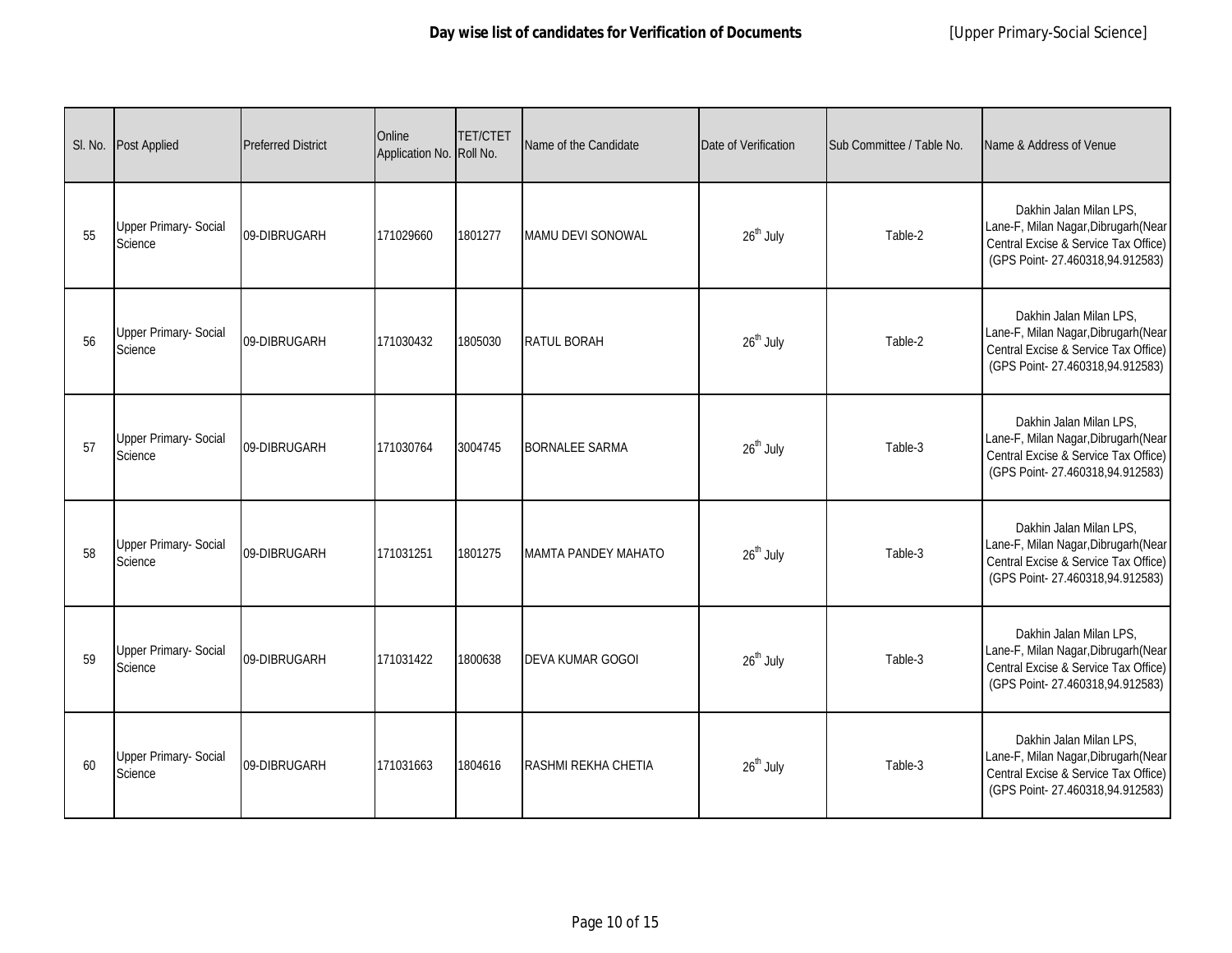**Day wise list of candidates for Verification of Documents** [Upper Primary-Social Science]

| Sl. No. | Post Applied | Preferred District | Online Application No. | TET/CTET Roll No. | Name of the Candidate | Date of Verification | Sub Committee / Table No. | Name & Address of Venue |
|---|---|---|---|---|---|---|---|---|
| 55 | Upper Primary- Social Science | 09-DIBRUGARH | 171029660 | 1801277 | MAMU DEVI SONOWAL | $26^{th}$ July | Table-2 | Dakhin Jalan Milan LPS, Lane-F, Milan Nagar,Dibrugarh(Near Central Excise & Service Tax Office) (GPS Point- 27.460318,94.912583) |
| 56 | Upper Primary- Social Science | 09-DIBRUGARH | 171030432 | 1805030 | RATUL BORAH | $26^{th}$ July | Table-2 | Dakhin Jalan Milan LPS, Lane-F, Milan Nagar,Dibrugarh(Near Central Excise & Service Tax Office) (GPS Point- 27.460318,94.912583) |
| 57 | Upper Primary- Social Science | 09-DIBRUGARH | 171030764 | 3004745 | BORNALEE SARMA | $26^{th}$ July | Table-3 | Dakhin Jalan Milan LPS, Lane-F, Milan Nagar,Dibrugarh(Near Central Excise & Service Tax Office) (GPS Point- 27.460318,94.912583) |
| 58 | Upper Primary- Social Science | 09-DIBRUGARH | 171031251 | 1801275 | MAMTA PANDEY MAHATO | $26^{th}$ July | Table-3 | Dakhin Jalan Milan LPS, Lane-F, Milan Nagar,Dibrugarh(Near Central Excise & Service Tax Office) (GPS Point- 27.460318,94.912583) |
| 59 | Upper Primary- Social Science | 09-DIBRUGARH | 171031422 | 1800638 | DEVA KUMAR GOGOI | $26^{th}$ July | Table-3 | Dakhin Jalan Milan LPS, Lane-F, Milan Nagar,Dibrugarh(Near Central Excise & Service Tax Office) (GPS Point- 27.460318,94.912583) |
| 60 | Upper Primary- Social Science | 09-DIBRUGARH | 171031663 | 1804616 | RASHMI REKHA CHETIA | $26^{th}$ July | Table-3 | Dakhin Jalan Milan LPS, Lane-F, Milan Nagar,Dibrugarh(Near Central Excise & Service Tax Office) (GPS Point- 27.460318,94.912583) |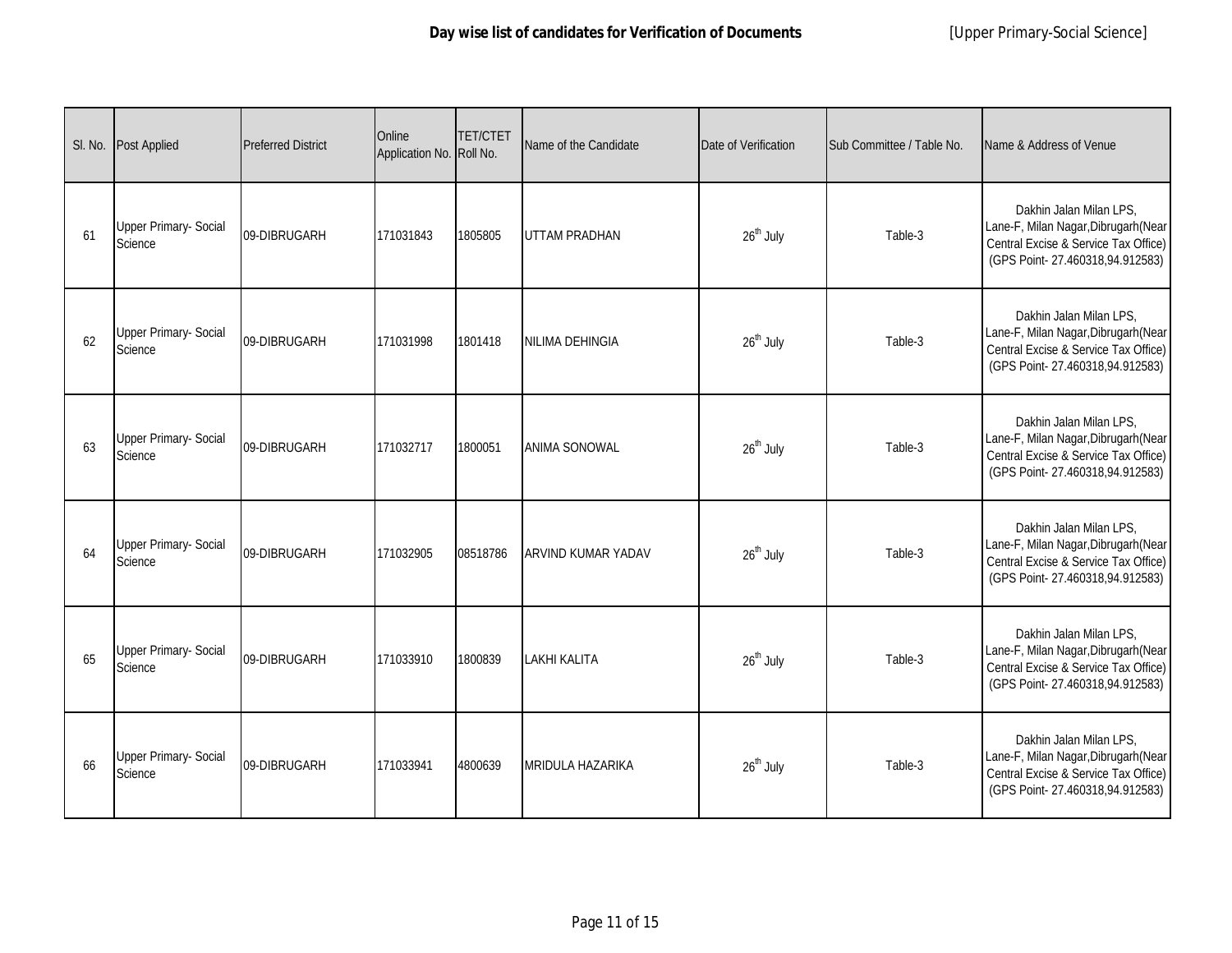**Day wise list of candidates for Verification of Documents** [Upper Primary-Social Science]

| Sl. No. | Post Applied | Preferred District | Online Application No. | TET/CTET Roll No. | Name of the Candidate | Date of Verification | Sub Committee / Table No. | Name & Address of Venue |
|---|---|---|---|---|---|---|---|---|
| 61 | Upper Primary- Social Science | 09-DIBRUGARH | 171031843 | 1805805 | UTTAM PRADHAN | 26th July | Table-3 | Dakhin Jalan Milan LPS, Lane-F, Milan Nagar,Dibrugarh(Near Central Excise & Service Tax Office) (GPS Point- 27.460318,94.912583) |
| 62 | Upper Primary- Social Science | 09-DIBRUGARH | 171031998 | 1801418 | NILIMA DEHINGIA | 26th July | Table-3 | Dakhin Jalan Milan LPS, Lane-F, Milan Nagar,Dibrugarh(Near Central Excise & Service Tax Office) (GPS Point- 27.460318,94.912583) |
| 63 | Upper Primary- Social Science | 09-DIBRUGARH | 171032717 | 1800051 | ANIMA SONOWAL | 26th July | Table-3 | Dakhin Jalan Milan LPS, Lane-F, Milan Nagar,Dibrugarh(Near Central Excise & Service Tax Office) (GPS Point- 27.460318,94.912583) |
| 64 | Upper Primary- Social Science | 09-DIBRUGARH | 171032905 | 08518786 | ARVIND KUMAR YADAV | 26th July | Table-3 | Dakhin Jalan Milan LPS, Lane-F, Milan Nagar,Dibrugarh(Near Central Excise & Service Tax Office) (GPS Point- 27.460318,94.912583) |
| 65 | Upper Primary- Social Science | 09-DIBRUGARH | 171033910 | 1800839 | LAKHI KALITA | 26th July | Table-3 | Dakhin Jalan Milan LPS, Lane-F, Milan Nagar,Dibrugarh(Near Central Excise & Service Tax Office) (GPS Point- 27.460318,94.912583) |
| 66 | Upper Primary- Social Science | 09-DIBRUGARH | 171033941 | 4800639 | MRIDULA HAZARIKA | 26th July | Table-3 | Dakhin Jalan Milan LPS, Lane-F, Milan Nagar,Dibrugarh(Near Central Excise & Service Tax Office) (GPS Point- 27.460318,94.912583) |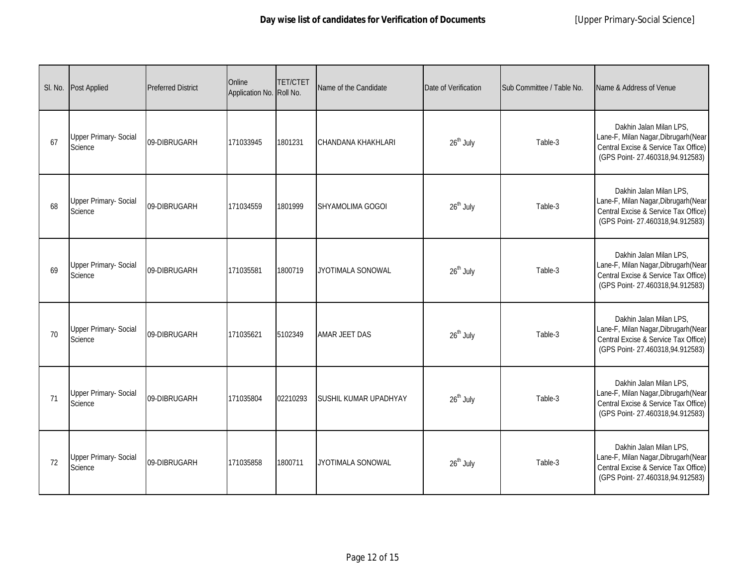**Day wise list of candidates for Verification of Documents** [Upper Primary-Social Science]

| Sl. No. | Post Applied | Preferred District | Online Application No. | TET/CTET Roll No. | Name of the Candidate | Date of Verification | Sub Committee / Table No. | Name & Address of Venue |
|---|---|---|---|---|---|---|---|---|
| 67 | Upper Primary- Social Science | 09-DIBRUGARH | 171033945 | 1801231 | CHANDANA KHAKHLARI | 26th July | Table-3 | Dakhin Jalan Milan LPS, Lane-F, Milan Nagar,Dibrugarh(Near Central Excise & Service Tax Office) (GPS Point- 27.460318,94.912583) |
| 68 | Upper Primary- Social Science | 09-DIBRUGARH | 171034559 | 1801999 | SHYAMOLIMA GOGOI | 26th July | Table-3 | Dakhin Jalan Milan LPS, Lane-F, Milan Nagar,Dibrugarh(Near Central Excise & Service Tax Office) (GPS Point- 27.460318,94.912583) |
| 69 | Upper Primary- Social Science | 09-DIBRUGARH | 171035581 | 1800719 | JYOTIMALA SONOWAL | 26th July | Table-3 | Dakhin Jalan Milan LPS, Lane-F, Milan Nagar,Dibrugarh(Near Central Excise & Service Tax Office) (GPS Point- 27.460318,94.912583) |
| 70 | Upper Primary- Social Science | 09-DIBRUGARH | 171035621 | 5102349 | AMAR JEET DAS | 26th July | Table-3 | Dakhin Jalan Milan LPS, Lane-F, Milan Nagar,Dibrugarh(Near Central Excise & Service Tax Office) (GPS Point- 27.460318,94.912583) |
| 71 | Upper Primary- Social Science | 09-DIBRUGARH | 171035804 | 02210293 | SUSHIL KUMAR UPADHYAY | 26th July | Table-3 | Dakhin Jalan Milan LPS, Lane-F, Milan Nagar,Dibrugarh(Near Central Excise & Service Tax Office) (GPS Point- 27.460318,94.912583) |
| 72 | Upper Primary- Social Science | 09-DIBRUGARH | 171035858 | 1800711 | JYOTIMALA SONOWAL | 26th July | Table-3 | Dakhin Jalan Milan LPS, Lane-F, Milan Nagar,Dibrugarh(Near Central Excise & Service Tax Office) (GPS Point- 27.460318,94.912583) |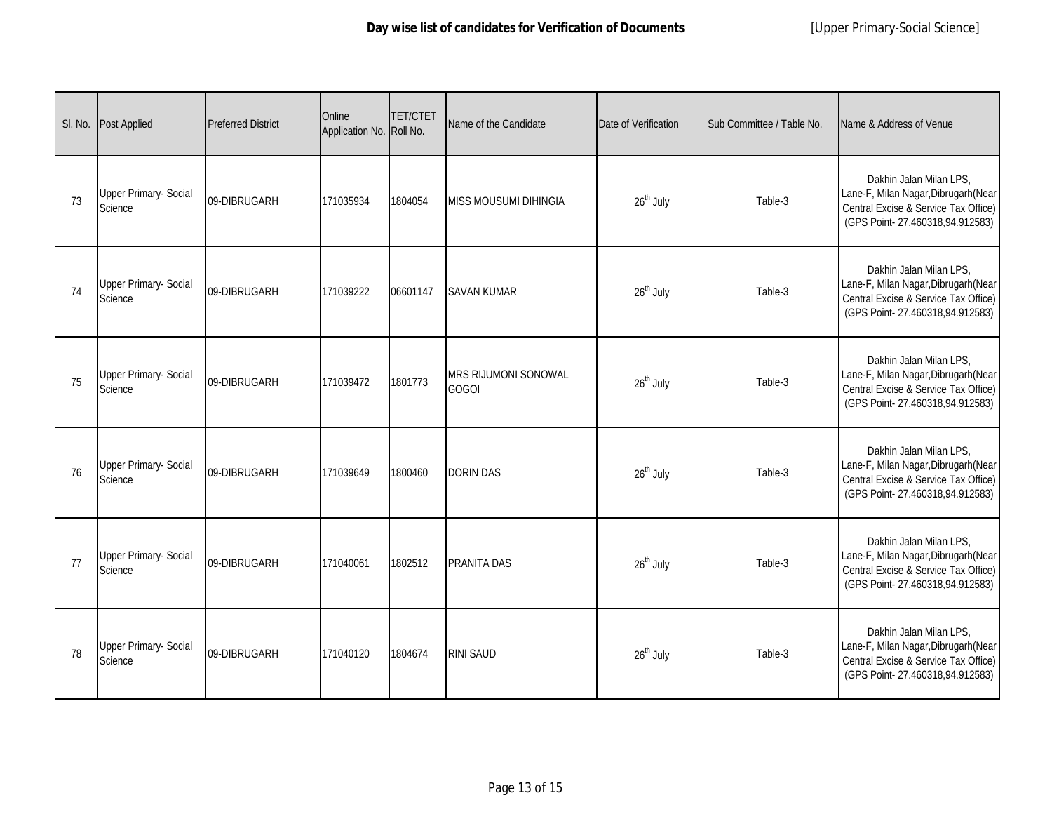**Day wise list of candidates for Verification of Documents** [Upper Primary-Social Science]

| Sl. No. | Post Applied | Preferred District | Online Application No. | TET/CTET Roll No. | Name of the Candidate | Date of Verification | Sub Committee / Table No. | Name & Address of Venue |
|---|---|---|---|---|---|---|---|---|
| 73 | Upper Primary- Social Science | 09-DIBRUGARH | 171035934 | 1804054 | MISS MOUSUMI DIHINGIA | 26th July | Table-3 | Dakhin Jalan Milan LPS, Lane-F, Milan Nagar,Dibrugarh(Near Central Excise & Service Tax Office) (GPS Point- 27.460318,94.912583) |
| 74 | Upper Primary- Social Science | 09-DIBRUGARH | 171039222 | 06601147 | SAVAN KUMAR | 26th July | Table-3 | Dakhin Jalan Milan LPS, Lane-F, Milan Nagar,Dibrugarh(Near Central Excise & Service Tax Office) (GPS Point- 27.460318,94.912583) |
| 75 | Upper Primary- Social Science | 09-DIBRUGARH | 171039472 | 1801773 | MRS RIJUMONI SONOWAL GOGOI | 26th July | Table-3 | Dakhin Jalan Milan LPS, Lane-F, Milan Nagar,Dibrugarh(Near Central Excise & Service Tax Office) (GPS Point- 27.460318,94.912583) |
| 76 | Upper Primary- Social Science | 09-DIBRUGARH | 171039649 | 1800460 | DORIN DAS | 26th July | Table-3 | Dakhin Jalan Milan LPS, Lane-F, Milan Nagar,Dibrugarh(Near Central Excise & Service Tax Office) (GPS Point- 27.460318,94.912583) |
| 77 | Upper Primary- Social Science | 09-DIBRUGARH | 171040061 | 1802512 | PRANITA DAS | 26th July | Table-3 | Dakhin Jalan Milan LPS, Lane-F, Milan Nagar,Dibrugarh(Near Central Excise & Service Tax Office) (GPS Point- 27.460318,94.912583) |
| 78 | Upper Primary- Social Science | 09-DIBRUGARH | 171040120 | 1804674 | RINI SAUD | 26th July | Table-3 | Dakhin Jalan Milan LPS, Lane-F, Milan Nagar,Dibrugarh(Near Central Excise & Service Tax Office) (GPS Point- 27.460318,94.912583) |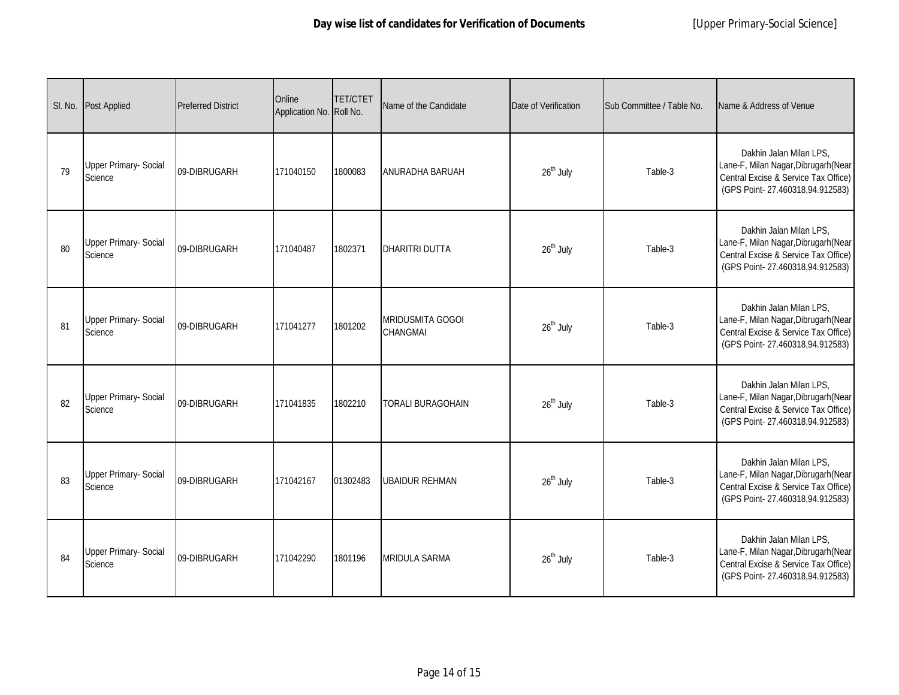**Day wise list of candidates for Verification of Documents** [Upper Primary-Social Science]

| Sl. No. | Post Applied | Preferred District | Online Application No. | TET/CTET Roll No. | Name of the Candidate | Date of Verification | Sub Committee / Table No. | Name & Address of Venue |
|---|---|---|---|---|---|---|---|---|
| 79 | Upper Primary- Social Science | 09-DIBRUGARH | 171040150 | 1800083 | ANURADHA BARUAH | 26th July | Table-3 | Dakhin Jalan Milan LPS, Lane-F, Milan Nagar,Dibrugarh(Near Central Excise & Service Tax Office) (GPS Point- 27.460318,94.912583) |
| 80 | Upper Primary- Social Science | 09-DIBRUGARH | 171040487 | 1802371 | DHARITRI DUTTA | 26th July | Table-3 | Dakhin Jalan Milan LPS, Lane-F, Milan Nagar,Dibrugarh(Near Central Excise & Service Tax Office) (GPS Point- 27.460318,94.912583) |
| 81 | Upper Primary- Social Science | 09-DIBRUGARH | 171041277 | 1801202 | MRIDUSMITA GOGOI CHANGMAI | 26th July | Table-3 | Dakhin Jalan Milan LPS, Lane-F, Milan Nagar,Dibrugarh(Near Central Excise & Service Tax Office) (GPS Point- 27.460318,94.912583) |
| 82 | Upper Primary- Social Science | 09-DIBRUGARH | 171041835 | 1802210 | TORALI BURAGOHAIN | 26th July | Table-3 | Dakhin Jalan Milan LPS, Lane-F, Milan Nagar,Dibrugarh(Near Central Excise & Service Tax Office) (GPS Point- 27.460318,94.912583) |
| 83 | Upper Primary- Social Science | 09-DIBRUGARH | 171042167 | 01302483 | UBAIDUR REHMAN | 26th July | Table-3 | Dakhin Jalan Milan LPS, Lane-F, Milan Nagar,Dibrugarh(Near Central Excise & Service Tax Office) (GPS Point- 27.460318,94.912583) |
| 84 | Upper Primary- Social Science | 09-DIBRUGARH | 171042290 | 1801196 | MRIDULA SARMA | 26th July | Table-3 | Dakhin Jalan Milan LPS, Lane-F, Milan Nagar,Dibrugarh(Near Central Excise & Service Tax Office) (GPS Point- 27.460318,94.912583) |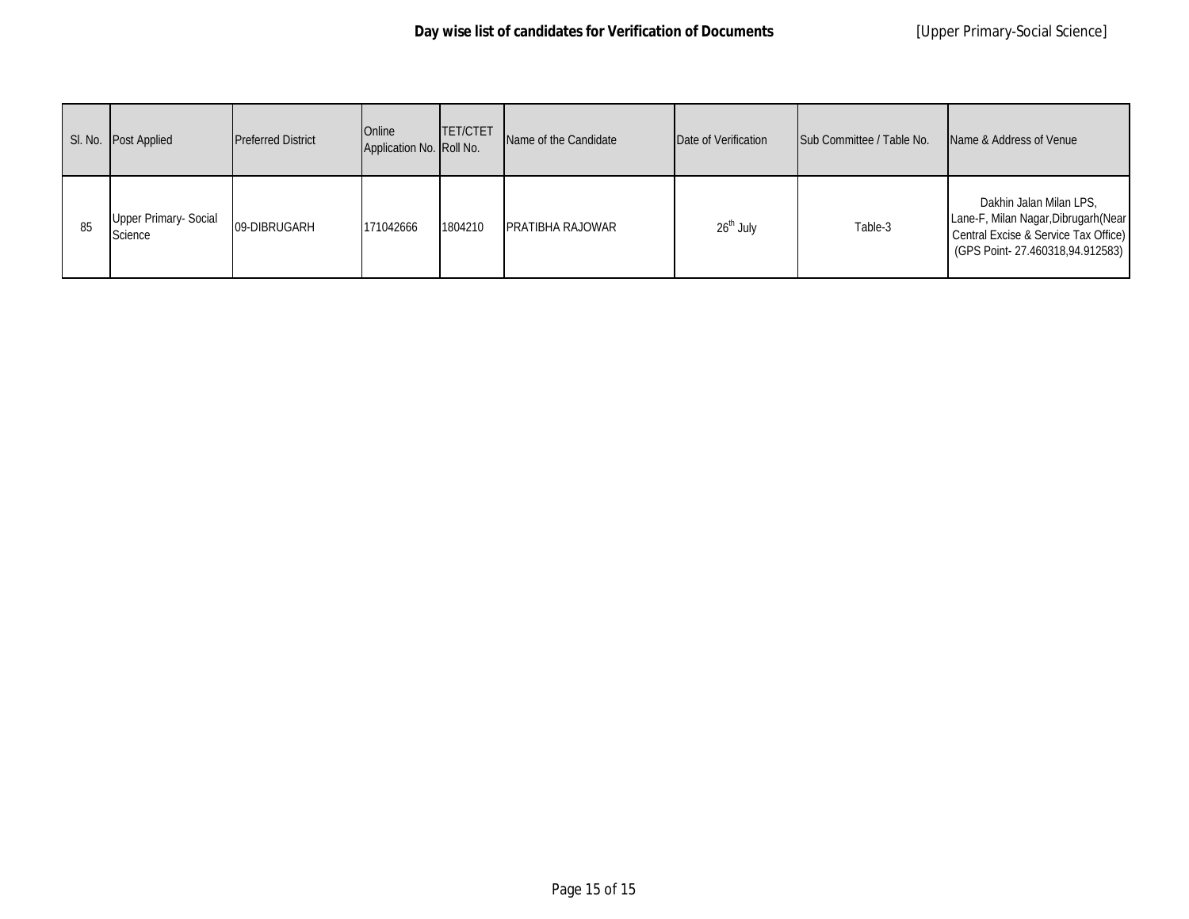**Day wise list of candidates for Verification of Documents** [Upper Primary-Social Science]

| Sl. No. | Post Applied | Preferred District | Online Application No. | TET/CTET Roll No. | Name of the Candidate | Date of Verification | Sub Committee / Table No. | Name & Address of Venue |
|---|---|---|---|---|---|---|---|---|
| 85 | Upper Primary- Social Science | 09-DIBRUGARH | 171042666 | 1804210 | PRATIBHA RAJOWAR | 26th July | Table-3 | Dakhin Jalan Milan LPS, Lane-F, Milan Nagar,Dibrugarh(Near Central Excise & Service Tax Office) (GPS Point- 27.460318,94.912583) |